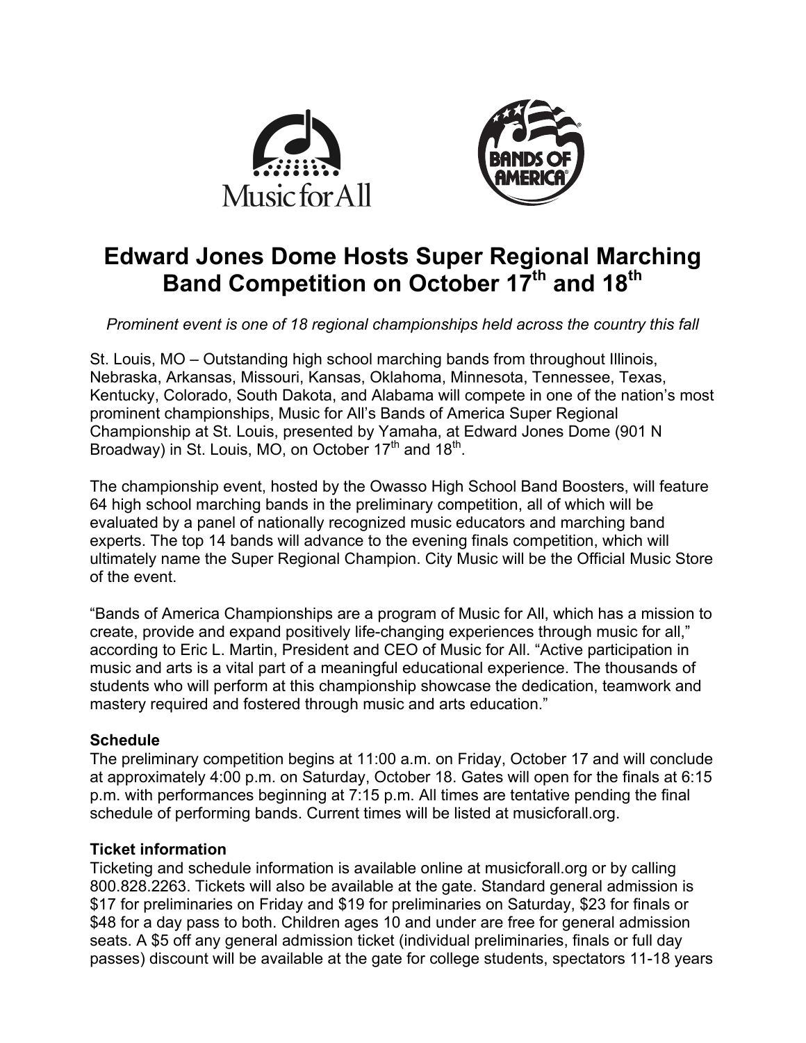# Edward Jones Dome Hosts Super Regional Marching Band Competition on October 17th and 18th

*Prominent event is one of 18 regional championships held across the country this fall*

St. Louis, MO – Outstanding high school marching bands from throughout Illinois, Nebraska, Arkansas, Missouri, Kansas, Oklahoma, Minnesota, Tennessee, Texas, Kentucky, Colorado, South Dakota, and Alabama will compete in one of the nation's most prominent championships, Music for All's Bands of America Super Regional Championship at St. Louis, presented by Yamaha, at Edward Jones Dome (901 N Broadway) in St. Louis, MO, on October 17th and 18th.

The championship event, hosted by the Owasso High School Band Boosters, will feature 64 high school marching bands in the preliminary competition, all of which will be evaluated by a panel of nationally recognized music educators and marching band experts. The top 14 bands will advance to the evening finals competition, which will ultimately name the Super Regional Champion. City Music will be the Official Music Store of the event.

"Bands of America Championships are a program of Music for All, which has a mission to create, provide and expand positively life-changing experiences through music for all," according to Eric L. Martin, President and CEO of Music for All. "Active participation in music and arts is a vital part of a meaningful educational experience. The thousands of students who will perform at this championship showcase the dedication, teamwork and mastery required and fostered through music and arts education."

**Schedule**

The preliminary competition begins at 11:00 a.m. on Friday, October 17 and will conclude at approximately 4:00 p.m. on Saturday, October 18. Gates will open for the finals at 6:15 p.m. with performances beginning at 7:15 p.m. All times are tentative pending the final schedule of performing bands. Current times will be listed at musicforall.org.

**Ticket information**

Ticketing and schedule information is available online at musicforall.org or by calling 800.828.2263. Tickets will also be available at the gate. Standard general admission is $17 for preliminaries on Friday and $19 for preliminaries on Saturday, $23 for finals or $48 for a day pass to both. Children ages 10 and under are free for general admission seats. A $5 off any general admission ticket (individual preliminaries, finals or full day passes) discount will be available at the gate for college students, spectators 11-18 years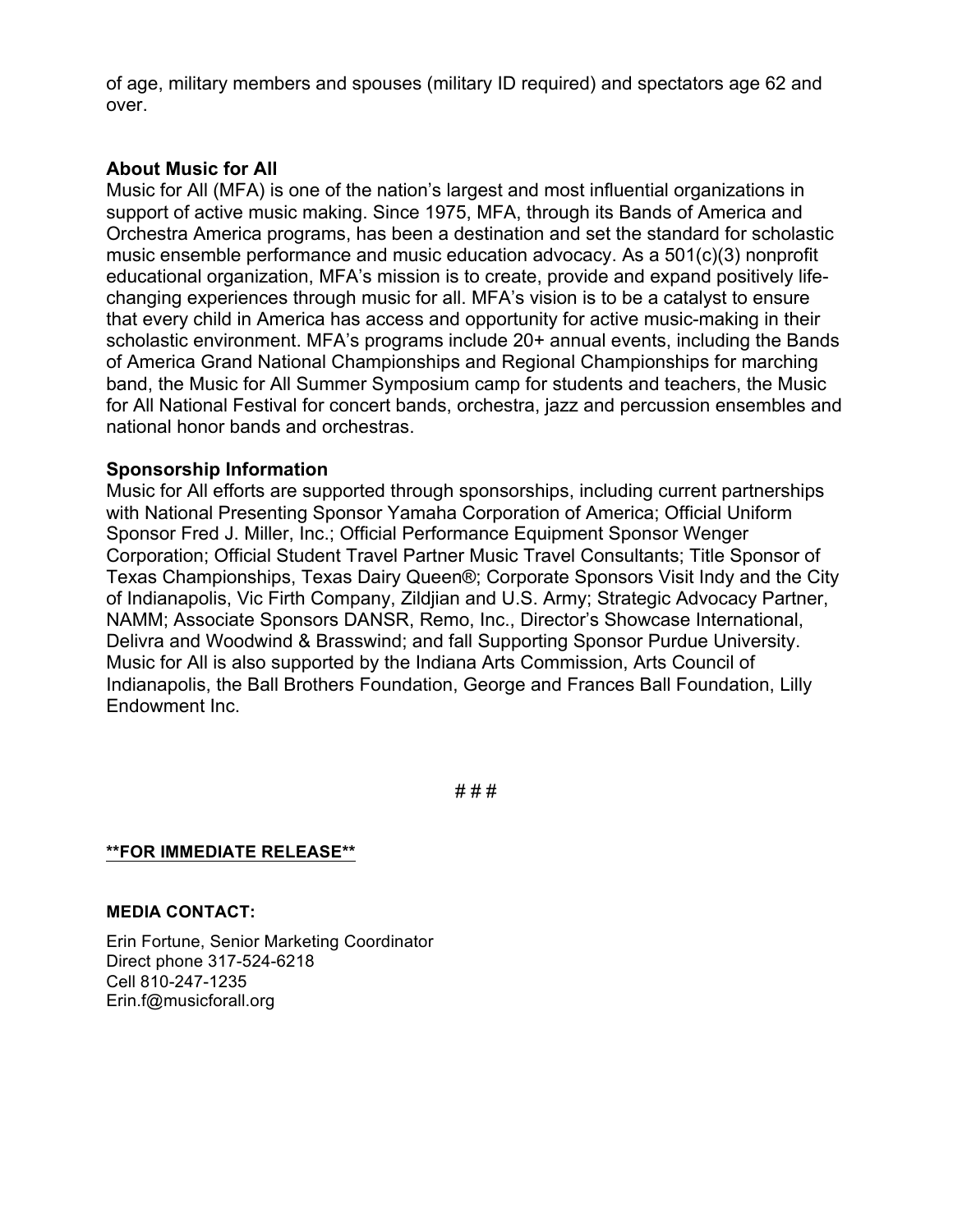of age, military members and spouses (military ID required) and spectators age 62 and over.

**About Music for All**

Music for All (MFA) is one of the nation's largest and most influential organizations in support of active music making. Since 1975, MFA, through its Bands of America and Orchestra America programs, has been a destination and set the standard for scholastic music ensemble performance and music education advocacy. As a 501(c)(3) nonprofit educational organization, MFA's mission is to create, provide and expand positively life-changing experiences through music for all. MFA's vision is to be a catalyst to ensure that every child in America has access and opportunity for active music-making in their scholastic environment. MFA's programs include 20+ annual events, including the Bands of America Grand National Championships and Regional Championships for marching band, the Music for All Summer Symposium camp for students and teachers, the Music for All National Festival for concert bands, orchestra, jazz and percussion ensembles and national honor bands and orchestras.

**Sponsorship Information**

Music for All efforts are supported through sponsorships, including current partnerships with National Presenting Sponsor Yamaha Corporation of America; Official Uniform Sponsor Fred J. Miller, Inc.; Official Performance Equipment Sponsor Wenger Corporation; Official Student Travel Partner Music Travel Consultants; Title Sponsor of Texas Championships, Texas Dairy Queen®; Corporate Sponsors Visit Indy and the City of Indianapolis, Vic Firth Company, Zildjian and U.S. Army; Strategic Advocacy Partner, NAMM; Associate Sponsors DANSR, Remo, Inc., Director's Showcase International, Delivra and Woodwind & Brasswind; and fall Supporting Sponsor Purdue University. Music for All is also supported by the Indiana Arts Commission, Arts Council of Indianapolis, the Ball Brothers Foundation, George and Frances Ball Foundation, Lilly Endowment Inc.

# # #

**<u>**FOR IMMEDIATE RELEASE**</u>**

**MEDIA CONTACT:**

Erin Fortune, Senior Marketing Coordinator
Direct phone 317-524-6218
Cell 810-247-1235
Erin.f@musicforall.org